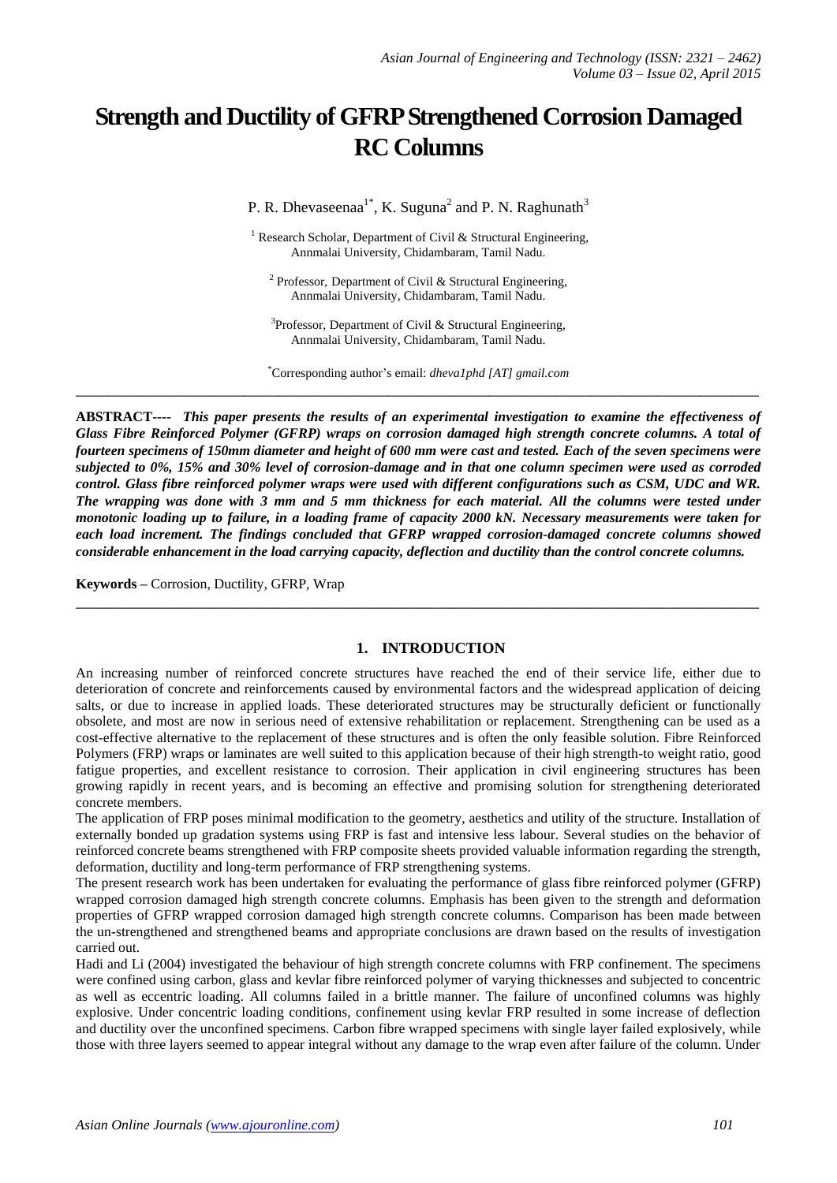# Strength and Ductility of GFRP Strengthened Corrosion Damaged RC Columns

P. R. Dhevaseenaa[1*], K. Suguna[2] and P. N. Raghunath[3]

[1] Research Scholar, Department of Civil & Structural Engineering, Annmalai University, Chidambaram, Tamil Nadu.

[2] Professor, Department of Civil & Structural Engineering, Annmalai University, Chidambaram, Tamil Nadu.

[3] Professor, Department of Civil & Structural Engineering, Annmalai University, Chidambaram, Tamil Nadu.

[*] Corresponding author's email: *dheva1phd [AT] gmail.com*

---

**ABSTRACT----** ***This paper presents the results of an experimental investigation to examine the effectiveness of Glass Fibre Reinforced Polymer (GFRP) wraps on corrosion damaged high strength concrete columns. A total of fourteen specimens of 150mm diameter and height of 600 mm were cast and tested. Each of the seven specimens were subjected to 0%, 15% and 30% level of corrosion-damage and in that one column specimen were used as corroded control. Glass fibre reinforced polymer wraps were used with different configurations such as CSM, UDC and WR. The wrapping was done with 3 mm and 5 mm thickness for each material. All the columns were tested under monotonic loading up to failure, in a loading frame of capacity 2000 kN. Necessary measurements were taken for each load increment. The findings concluded that GFRP wrapped corrosion-damaged concrete columns showed considerable enhancement in the load carrying capacity, deflection and ductility than the control concrete columns.***

**Keywords –** Corrosion, Ductility, GFRP, Wrap

---

## 1. INTRODUCTION

An increasing number of reinforced concrete structures have reached the end of their service life, either due to deterioration of concrete and reinforcements caused by environmental factors and the widespread application of deicing salts, or due to increase in applied loads. These deteriorated structures may be structurally deficient or functionally obsolete, and most are now in serious need of extensive rehabilitation or replacement. Strengthening can be used as a cost-effective alternative to the replacement of these structures and is often the only feasible solution. Fibre Reinforced Polymers (FRP) wraps or laminates are well suited to this application because of their high strength-to weight ratio, good fatigue properties, and excellent resistance to corrosion. Their application in civil engineering structures has been growing rapidly in recent years, and is becoming an effective and promising solution for strengthening deteriorated concrete members.

The application of FRP poses minimal modification to the geometry, aesthetics and utility of the structure. Installation of externally bonded up gradation systems using FRP is fast and intensive less labour. Several studies on the behavior of reinforced concrete beams strengthened with FRP composite sheets provided valuable information regarding the strength, deformation, ductility and long-term performance of FRP strengthening systems.

The present research work has been undertaken for evaluating the performance of glass fibre reinforced polymer (GFRP) wrapped corrosion damaged high strength concrete columns. Emphasis has been given to the strength and deformation properties of GFRP wrapped corrosion damaged high strength concrete columns. Comparison has been made between the un-strengthened and strengthened beams and appropriate conclusions are drawn based on the results of investigation carried out.

Hadi and Li (2004) investigated the behaviour of high strength concrete columns with FRP confinement. The specimens were confined using carbon, glass and kevlar fibre reinforced polymer of varying thicknesses and subjected to concentric as well as eccentric loading. All columns failed in a brittle manner. The failure of unconfined columns was highly explosive. Under concentric loading conditions, confinement using kevlar FRP resulted in some increase of deflection and ductility over the unconfined specimens. Carbon fibre wrapped specimens with single layer failed explosively, while those with three layers seemed to appear integral without any damage to the wrap even after failure of the column. Under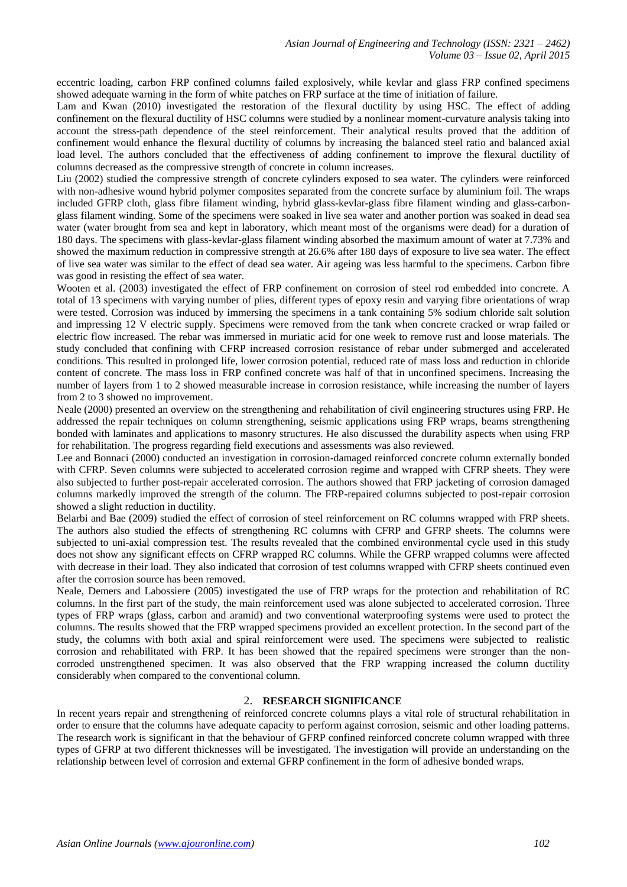eccentric loading, carbon FRP confined columns failed explosively, while kevlar and glass FRP confined specimens showed adequate warning in the form of white patches on FRP surface at the time of initiation of failure.

Lam and Kwan (2010) investigated the restoration of the flexural ductility by using HSC. The effect of adding confinement on the flexural ductility of HSC columns were studied by a nonlinear moment-curvature analysis taking into account the stress-path dependence of the steel reinforcement. Their analytical results proved that the addition of confinement would enhance the flexural ductility of columns by increasing the balanced steel ratio and balanced axial load level. The authors concluded that the effectiveness of adding confinement to improve the flexural ductility of columns decreased as the compressive strength of concrete in column increases.

Liu (2002) studied the compressive strength of concrete cylinders exposed to sea water. The cylinders were reinforced with non-adhesive wound hybrid polymer composites separated from the concrete surface by aluminium foil. The wraps included GFRP cloth, glass fibre filament winding, hybrid glass-kevlar-glass fibre filament winding and glass-carbon-glass filament winding. Some of the specimens were soaked in live sea water and another portion was soaked in dead sea water (water brought from sea and kept in laboratory, which meant most of the organisms were dead) for a duration of 180 days. The specimens with glass-kevlar-glass filament winding absorbed the maximum amount of water at 7.73% and showed the maximum reduction in compressive strength at 26.6% after 180 days of exposure to live sea water. The effect of live sea water was similar to the effect of dead sea water. Air ageing was less harmful to the specimens. Carbon fibre was good in resisting the effect of sea water.

Wooten et al. (2003) investigated the effect of FRP confinement on corrosion of steel rod embedded into concrete. A total of 13 specimens with varying number of plies, different types of epoxy resin and varying fibre orientations of wrap were tested. Corrosion was induced by immersing the specimens in a tank containing 5% sodium chloride salt solution and impressing 12 V electric supply. Specimens were removed from the tank when concrete cracked or wrap failed or electric flow increased. The rebar was immersed in muriatic acid for one week to remove rust and loose materials. The study concluded that confining with CFRP increased corrosion resistance of rebar under submerged and accelerated conditions. This resulted in prolonged life, lower corrosion potential, reduced rate of mass loss and reduction in chloride content of concrete. The mass loss in FRP confined concrete was half of that in unconfined specimens. Increasing the number of layers from 1 to 2 showed measurable increase in corrosion resistance, while increasing the number of layers from 2 to 3 showed no improvement.

Neale (2000) presented an overview on the strengthening and rehabilitation of civil engineering structures using FRP. He addressed the repair techniques on column strengthening, seismic applications using FRP wraps, beams strengthening bonded with laminates and applications to masonry structures. He also discussed the durability aspects when using FRP for rehabilitation. The progress regarding field executions and assessments was also reviewed.

Lee and Bonnaci (2000) conducted an investigation in corrosion-damaged reinforced concrete column externally bonded with CFRP. Seven columns were subjected to accelerated corrosion regime and wrapped with CFRP sheets. They were also subjected to further post-repair accelerated corrosion. The authors showed that FRP jacketing of corrosion damaged columns markedly improved the strength of the column. The FRP-repaired columns subjected to post-repair corrosion showed a slight reduction in ductility.

Belarbi and Bae (2009) studied the effect of corrosion of steel reinforcement on RC columns wrapped with FRP sheets. The authors also studied the effects of strengthening RC columns with CFRP and GFRP sheets. The columns were subjected to uni-axial compression test. The results revealed that the combined environmental cycle used in this study does not show any significant effects on CFRP wrapped RC columns. While the GFRP wrapped columns were affected with decrease in their load. They also indicated that corrosion of test columns wrapped with CFRP sheets continued even after the corrosion source has been removed.

Neale, Demers and Labossiere (2005) investigated the use of FRP wraps for the protection and rehabilitation of RC columns. In the first part of the study, the main reinforcement used was alone subjected to accelerated corrosion. Three types of FRP wraps (glass, carbon and aramid) and two conventional waterproofing systems were used to protect the columns. The results showed that the FRP wrapped specimens provided an excellent protection. In the second part of the study, the columns with both axial and spiral reinforcement were used. The specimens were subjected to realistic corrosion and rehabilitated with FRP. It has been showed that the repaired specimens were stronger than the non-corroded unstrengthened specimen. It was also observed that the FRP wrapping increased the column ductility considerably when compared to the conventional column.

## 2. RESEARCH SIGNIFICANCE

In recent years repair and strengthening of reinforced concrete columns plays a vital role of structural rehabilitation in order to ensure that the columns have adequate capacity to perform against corrosion, seismic and other loading patterns. The research work is significant in that the behaviour of GFRP confined reinforced concrete column wrapped with three types of GFRP at two different thicknesses will be investigated. The investigation will provide an understanding on the relationship between level of corrosion and external GFRP confinement in the form of adhesive bonded wraps.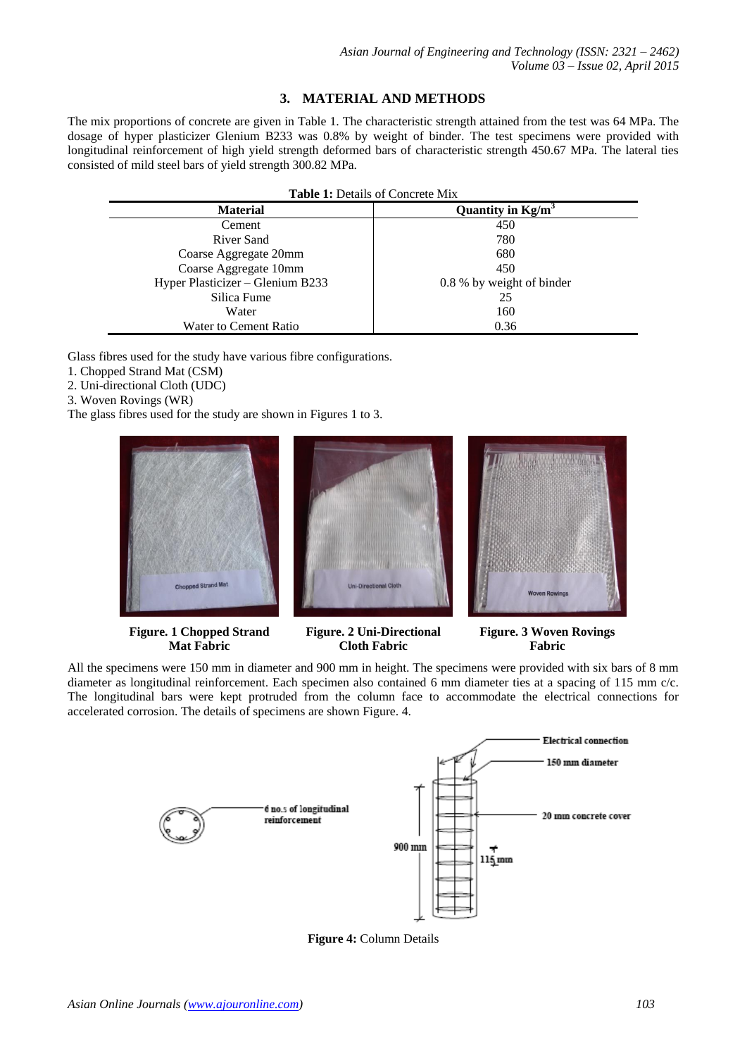## 3. MATERIAL AND METHODS

The mix proportions of concrete are given in Table 1. The characteristic strength attained from the test was 64 MPa. The dosage of hyper plasticizer Glenium B233 was 0.8% by weight of binder. The test specimens were provided with longitudinal reinforcement of high yield strength deformed bars of characteristic strength 450.67 MPa. The lateral ties consisted of mild steel bars of yield strength 300.82 MPa.

**Table 1:** Details of Concrete Mix

| Material | Quantity in $Kg/m^3$ |
|---|---|
| Cement | 450 |
| River Sand | 780 |
| Coarse Aggregate 20mm | 680 |
| Coarse Aggregate 10mm | 450 |
| Hyper Plasticizer – Glenium B233 | 0.8 % by weight of binder |
| Silica Fume | 25 |
| Water | 160 |
| Water to Cement Ratio | 0.36 |

Glass fibres used for the study have various fibre configurations.

1. Chopped Strand Mat (CSM)
2. Uni-directional Cloth (UDC)
3. Woven Rovings (WR)

The glass fibres used for the study are shown in Figures 1 to 3.

**Figure. 1 Chopped Strand Mat Fabric**

**Figure. 2 Uni-Directional Cloth Fabric**

**Figure. 3 Woven Rovings Fabric**

All the specimens were 150 mm in diameter and 900 mm in height. The specimens were provided with six bars of 8 mm diameter as longitudinal reinforcement. Each specimen also contained 6 mm diameter ties at a spacing of 115 mm c/c. The longitudinal bars were kept protruded from the column face to accommodate the electrical connections for accelerated corrosion. The details of specimens are shown Figure. 4.

**Figure 4:** Column Details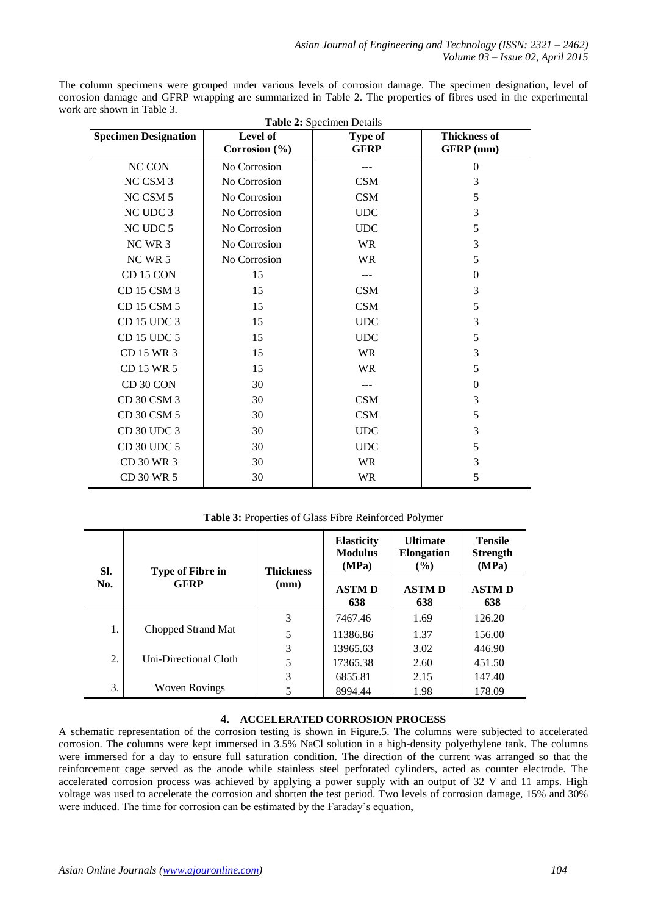The column specimens were grouped under various levels of corrosion damage. The specimen designation, level of corrosion damage and GFRP wrapping are summarized in Table 2. The properties of fibres used in the experimental work are shown in Table 3.

**Table 2:** Specimen Details

| Specimen Designation | Level of Corrosion (%) | Type of GFRP | Thickness of GFRP (mm) |
|---|---|---|---|
| NC CON | No Corrosion | --- | 0 |
| NC CSM 3 | No Corrosion | CSM | 3 |
| NC CSM 5 | No Corrosion | CSM | 5 |
| NC UDC 3 | No Corrosion | UDC | 3 |
| NC UDC 5 | No Corrosion | UDC | 5 |
| NC WR 3 | No Corrosion | WR | 3 |
| NC WR 5 | No Corrosion | WR | 5 |
| CD 15 CON | 15 | --- | 0 |
| CD 15 CSM 3 | 15 | CSM | 3 |
| CD 15 CSM 5 | 15 | CSM | 5 |
| CD 15 UDC 3 | 15 | UDC | 3 |
| CD 15 UDC 5 | 15 | UDC | 5 |
| CD 15 WR 3 | 15 | WR | 3 |
| CD 15 WR 5 | 15 | WR | 5 |
| CD 30 CON | 30 | --- | 0 |
| CD 30 CSM 3 | 30 | CSM | 3 |
| CD 30 CSM 5 | 30 | CSM | 5 |
| CD 30 UDC 3 | 30 | UDC | 3 |
| CD 30 UDC 5 | 30 | UDC | 5 |
| CD 30 WR 3 | 30 | WR | 3 |
| CD 30 WR 5 | 30 | WR | 5 |

**Table 3:** Properties of Glass Fibre Reinforced Polymer

| Sl. No. | Type of Fibre in GFRP | Thickness (mm) | Elasticity Modulus (MPa) | Ultimate Elongation (%) | Tensile Strength (MPa) |
|---|---|---|---|---|---|
| | | | ASTM D 638 | ASTM D 638 | ASTM D 638 |
| 1. | Chopped Strand Mat | 3 | 7467.46 | 1.69 | 126.20 |
| | | 5 | 11386.86 | 1.37 | 156.00 |
| 2. | Uni-Directional Cloth | 3 | 13965.63 | 3.02 | 446.90 |
| | | 5 | 17365.38 | 2.60 | 451.50 |
| 3. | Woven Rovings | 3 | 6855.81 | 2.15 | 147.40 |
| | | 5 | 8994.44 | 1.98 | 178.09 |

## 4. ACCELERATED CORROSION PROCESS

A schematic representation of the corrosion testing is shown in Figure.5. The columns were subjected to accelerated corrosion. The columns were kept immersed in 3.5% NaCl solution in a high-density polyethylene tank. The columns were immersed for a day to ensure full saturation condition. The direction of the current was arranged so that the reinforcement cage served as the anode while stainless steel perforated cylinders, acted as counter electrode. The accelerated corrosion process was achieved by applying a power supply with an output of 32 V and 11 amps. High voltage was used to accelerate the corrosion and shorten the test period. Two levels of corrosion damage, 15% and 30% were induced. The time for corrosion can be estimated by the Faraday's equation,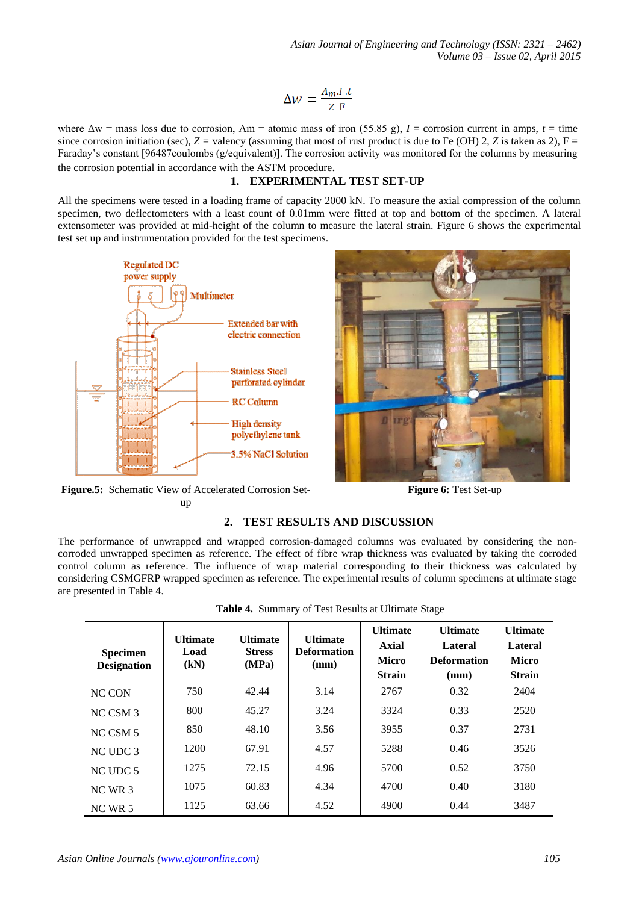$$\Delta w = \frac{A_m . I . t}{Z . F}$$

where Δw = mass loss due to corrosion, Am = atomic mass of iron (55.85 g), *I* = corrosion current in amps, *t* = time since corrosion initiation (sec), *Z* = valency (assuming that most of rust product is due to Fe (OH) 2, *Z* is taken as 2), F = Faraday's constant [96487coulombs (g/equivalent)]. The corrosion activity was monitored for the columns by measuring the corrosion potential in accordance with the ASTM procedure.

## 1. EXPERIMENTAL TEST SET-UP

All the specimens were tested in a loading frame of capacity 2000 kN. To measure the axial compression of the column specimen, two deflectometers with a least count of 0.01mm were fitted at top and bottom of the specimen. A lateral extensometer was provided at mid-height of the column to measure the lateral strain. Figure 6 shows the experimental test set up and instrumentation provided for the test specimens.

Regulated DC power supply

Multimeter

Extended bar with electric connection

Stainless Steel perforated cylinder

RC Column

High density polyethylene tank

3.5% NaCl Solution

**Figure.5:** Schematic View of Accelerated Corrosion Set-up

**Figure 6:** Test Set-up

## 2. TEST RESULTS AND DISCUSSION

The performance of unwrapped and wrapped corrosion-damaged columns was evaluated by considering the non-corroded unwrapped specimen as reference. The effect of fibre wrap thickness was evaluated by taking the corroded control column as reference. The influence of wrap material corresponding to their thickness was calculated by considering CSMGFRP wrapped specimen as reference. The experimental results of column specimens at ultimate stage are presented in Table 4.

**Table 4.** Summary of Test Results at Ultimate Stage

| Specimen Designation | Ultimate Load (kN) | Ultimate Stress (MPa) | Ultimate Deformation (mm) | Ultimate Axial Micro Strain | Ultimate Lateral Deformation (mm) | Ultimate Lateral Micro Strain |
|---|---|---|---|---|---|---|
| NC CON | 750 | 42.44 | 3.14 | 2767 | 0.32 | 2404 |
| NC CSM 3 | 800 | 45.27 | 3.24 | 3324 | 0.33 | 2520 |
| NC CSM 5 | 850 | 48.10 | 3.56 | 3955 | 0.37 | 2731 |
| NC UDC 3 | 1200 | 67.91 | 4.57 | 5288 | 0.46 | 3526 |
| NC UDC 5 | 1275 | 72.15 | 4.96 | 5700 | 0.52 | 3750 |
| NC WR 3 | 1075 | 60.83 | 4.34 | 4700 | 0.40 | 3180 |
| NC WR 5 | 1125 | 63.66 | 4.52 | 4900 | 0.44 | 3487 |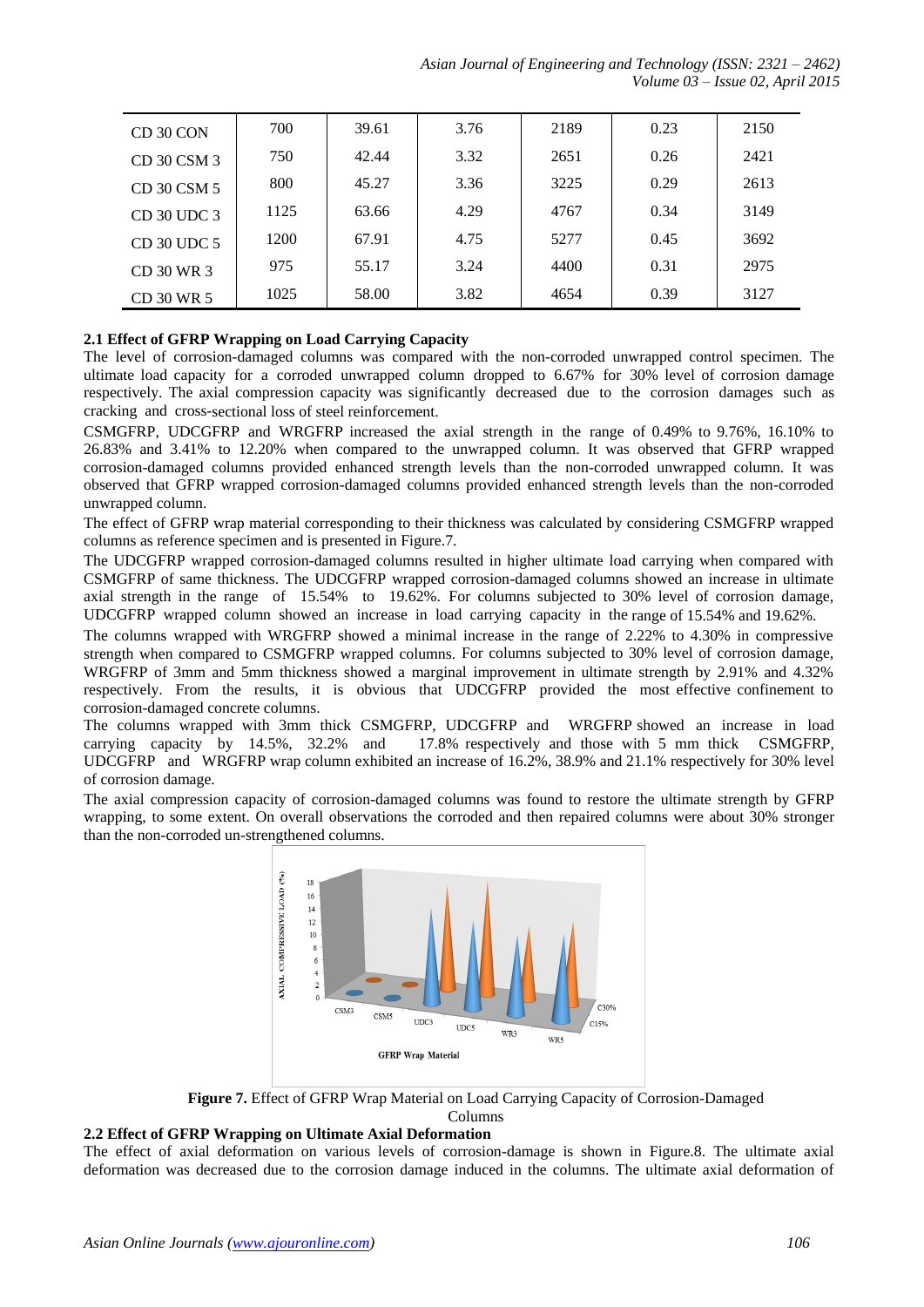| CD 30 CON | 700 | 39.61 | 3.76 | 2189 | 0.23 | 2150 |
|---|---|---|---|---|---|---|
| CD 30 CSM 3 | 750 | 42.44 | 3.32 | 2651 | 0.26 | 2421 |
| CD 30 CSM 5 | 800 | 45.27 | 3.36 | 3225 | 0.29 | 2613 |
| CD 30 UDC 3 | 1125 | 63.66 | 4.29 | 4767 | 0.34 | 3149 |
| CD 30 UDC 5 | 1200 | 67.91 | 4.75 | 5277 | 0.45 | 3692 |
| CD 30 WR 3 | 975 | 55.17 | 3.24 | 4400 | 0.31 | 2975 |
| CD 30 WR 5 | 1025 | 58.00 | 3.82 | 4654 | 0.39 | 3127 |

### 2.1 Effect of GFRP Wrapping on Load Carrying Capacity

The level of corrosion-damaged columns was compared with the non-corroded unwrapped control specimen. The ultimate load capacity for a corroded unwrapped column dropped to 6.67% for 30% level of corrosion damage respectively. The axial compression capacity was significantly decreased due to the corrosion damages such as cracking and cross-sectional loss of steel reinforcement.

CSMGFRP, UDCGFRP and WRGFRP increased the axial strength in the range of 0.49% to 9.76%, 16.10% to 26.83% and 3.41% to 12.20% when compared to the unwrapped column. It was observed that GFRP wrapped corrosion-damaged columns provided enhanced strength levels than the non-corroded unwrapped column. It was observed that GFRP wrapped corrosion-damaged columns provided enhanced strength levels than the non-corroded unwrapped column.

The effect of GFRP wrap material corresponding to their thickness was calculated by considering CSMGFRP wrapped columns as reference specimen and is presented in Figure.7.

The UDCGFRP wrapped corrosion-damaged columns resulted in higher ultimate load carrying when compared with CSMGFRP of same thickness. The UDCGFRP wrapped corrosion-damaged columns showed an increase in ultimate axial strength in the range of 15.54% to 19.62%. For columns subjected to 30% level of corrosion damage, UDCGFRP wrapped column showed an increase in load carrying capacity in the range of 15.54% and 19.62%.

The columns wrapped with WRGFRP showed a minimal increase in the range of 2.22% to 4.30% in compressive strength when compared to CSMGFRP wrapped columns. For columns subjected to 30% level of corrosion damage, WRGFRP of 3mm and 5mm thickness showed a marginal improvement in ultimate strength by 2.91% and 4.32% respectively. From the results, it is obvious that UDCGFRP provided the most effective confinement to corrosion-damaged concrete columns.

The columns wrapped with 3mm thick CSMGFRP, UDCGFRP and WRGFRP showed an increase in load carrying capacity by 14.5%, 32.2% and 17.8% respectively and those with 5 mm thick CSMGFRP, UDCGFRP and WRGFRP wrap column exhibited an increase of 16.2%, 38.9% and 21.1% respectively for 30% level of corrosion damage.

The axial compression capacity of corrosion-damaged columns was found to restore the ultimate strength by GFRP wrapping, to some extent. On overall observations the corroded and then repaired columns were about 30% stronger than the non-corroded un-strengthened columns.

**Figure 7.** Effect of GFRP Wrap Material on Load Carrying Capacity of Corrosion-Damaged Columns

### 2.2 Effect of GFRP Wrapping on Ultimate Axial Deformation

The effect of axial deformation on various levels of corrosion-damage is shown in Figure.8. The ultimate axial deformation was decreased due to the corrosion damage induced in the columns. The ultimate axial deformation of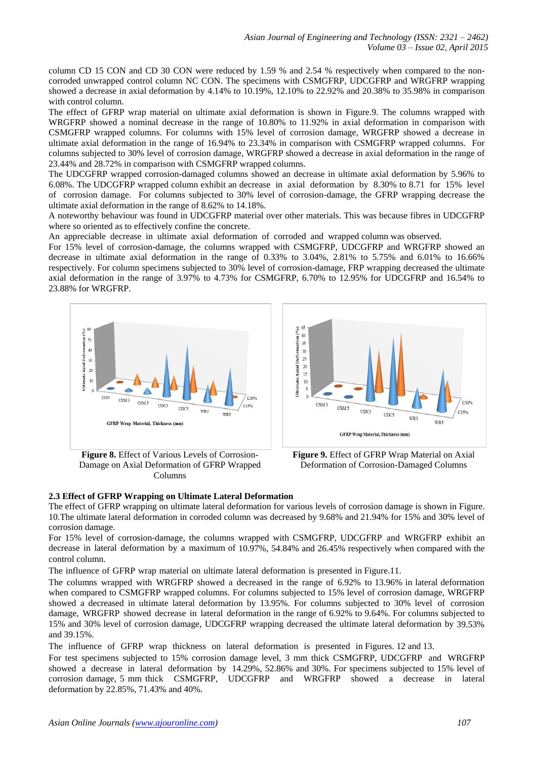column CD 15 CON and CD 30 CON were reduced by 1.59 % and 2.54 % respectively when compared to the non-corroded unwrapped control column NC CON. The specimens with CSMGFRP, UDCGFRP and WRGFRP wrapping showed a decrease in axial deformation by 4.14% to 10.19%, 12.10% to 22.92% and 20.38% to 35.98% in comparison with control column.

The effect of GFRP wrap material on ultimate axial deformation is shown in Figure.9. The columns wrapped with WRGFRP showed a nominal decrease in the range of 10.80% to 11.92% in axial deformation in comparison with CSMGFRP wrapped columns. For columns with 15% level of corrosion damage, WRGFRP showed a decrease in ultimate axial deformation in the range of 16.94% to 23.34% in comparison with CSMGFRP wrapped columns. For columns subjected to 30% level of corrosion damage, WRGFRP showed a decrease in axial deformation in the range of 23.44% and 28.72% in comparison with CSMGFRP wrapped columns.

The UDCGFRP wrapped corrosion-damaged columns showed an decrease in ultimate axial deformation by 5.96% to 6.08%. The UDCGFRP wrapped column exhibit an decrease in axial deformation by 8.30% to 8.71 for 15% level of corrosion damage. For columns subjected to 30% level of corrosion-damage, the GFRP wrapping decrease the ultimate axial deformation in the range of 8.62% to 14.18%.

A noteworthy behaviour was found in UDCGFRP material over other materials. This was because fibres in UDCGFRP where so oriented as to effectively confine the concrete.

An appreciable decrease in ultimate axial deformation of corroded and wrapped column was observed.

For 15% level of corrosion-damage, the columns wrapped with CSMGFRP, UDCGFRP and WRGFRP showed an decrease in ultimate axial deformation in the range of 0.33% to 3.04%, 2.81% to 5.75% and 6.01% to 16.66% respectively. For column specimens subjected to 30% level of corrosion-damage, FRP wrapping decreased the ultimate axial deformation in the range of 3.97% to 4.73% for CSMGFRP, 6.70% to 12.95% for UDCGFRP and 16.54% to 23.88% for WRGFRP.

**Figure 8.** Effect of Various Levels of Corrosion-Damage on Axial Deformation of GFRP Wrapped Columns

**Figure 9.** Effect of GFRP Wrap Material on Axial Deformation of Corrosion-Damaged Columns

### 2.3 Effect of GFRP Wrapping on Ultimate Lateral Deformation

The effect of GFRP wrapping on ultimate lateral deformation for various levels of corrosion damage is shown in Figure. 10.The ultimate lateral deformation in corroded column was decreased by 9.68% and 21.94% for 15% and 30% level of corrosion damage.

For 15% level of corrosion-damage, the columns wrapped with CSMGFRP, UDCGFRP and WRGFRP exhibit an decrease in lateral deformation by a maximum of 10.97%, 54.84% and 26.45% respectively when compared with the control column.

The influence of GFRP wrap material on ultimate lateral deformation is presented in Figure.11.

The columns wrapped with WRGFRP showed a decreased in the range of 6.92% to 13.96% in lateral deformation when compared to CSMGFRP wrapped columns. For columns subjected to 15% level of corrosion damage, WRGFRP showed a decreased in ultimate lateral deformation by 13.95%. For columns subjected to 30% level of corrosion damage, WRGFRP showed decrease in lateral deformation in the range of 6.92% to 9.64%. For columns subjected to 15% and 30% level of corrosion damage, UDCGFRP wrapping decreased the ultimate lateral deformation by 39.53% and 39.15%.

The influence of GFRP wrap thickness on lateral deformation is presented in Figures. 12 and 13.

For test specimens subjected to 15% corrosion damage level, 3 mm thick CSMGFRP, UDCGFRP and WRGFRP showed a decrease in lateral deformation by 14.29%, 52.86% and 30%. For specimens subjected to 15% level of corrosion damage, 5 mm thick CSMGFRP, UDCGFRP and WRGFRP showed a decrease in lateral deformation by 22.85%, 71.43% and 40%.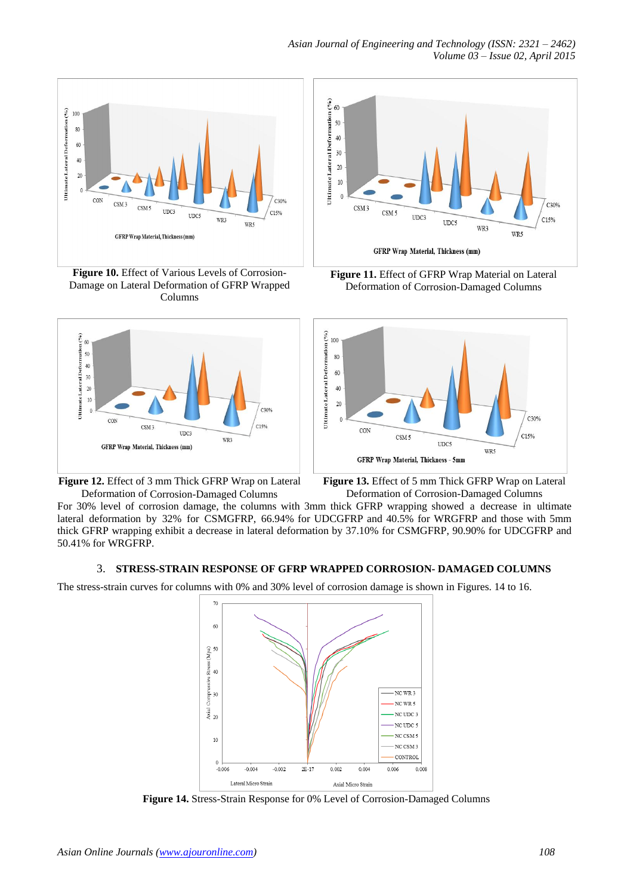Figure 10. Effect of Various Levels of Corrosion-Damage on Lateral Deformation of GFRP Wrapped Columns

Figure 11. Effect of GFRP Wrap Material on Lateral Deformation of Corrosion-Damaged Columns

Figure 12. Effect of 3 mm Thick GFRP Wrap on Lateral Deformation of Corrosion-Damaged Columns

Figure 13. Effect of 5 mm Thick GFRP Wrap on Lateral Deformation of Corrosion-Damaged Columns

For 30% level of corrosion damage, the columns with 3mm thick GFRP wrapping showed a decrease in ultimate lateral deformation by 32% for CSMGFRP, 66.94% for UDCGFRP and 40.5% for WRGFRP and those with 5mm thick GFRP wrapping exhibit a decrease in lateral deformation by 37.10% for CSMGFRP, 90.90% for UDCGFRP and 50.41% for WRGFRP.

## 3. STRESS-STRAIN RESPONSE OF GFRP WRAPPED CORROSION- DAMAGED COLUMNS

The stress-strain curves for columns with 0% and 30% level of corrosion damage is shown in Figures. 14 to 16.

Figure 14. Stress-Strain Response for 0% Level of Corrosion-Damaged Columns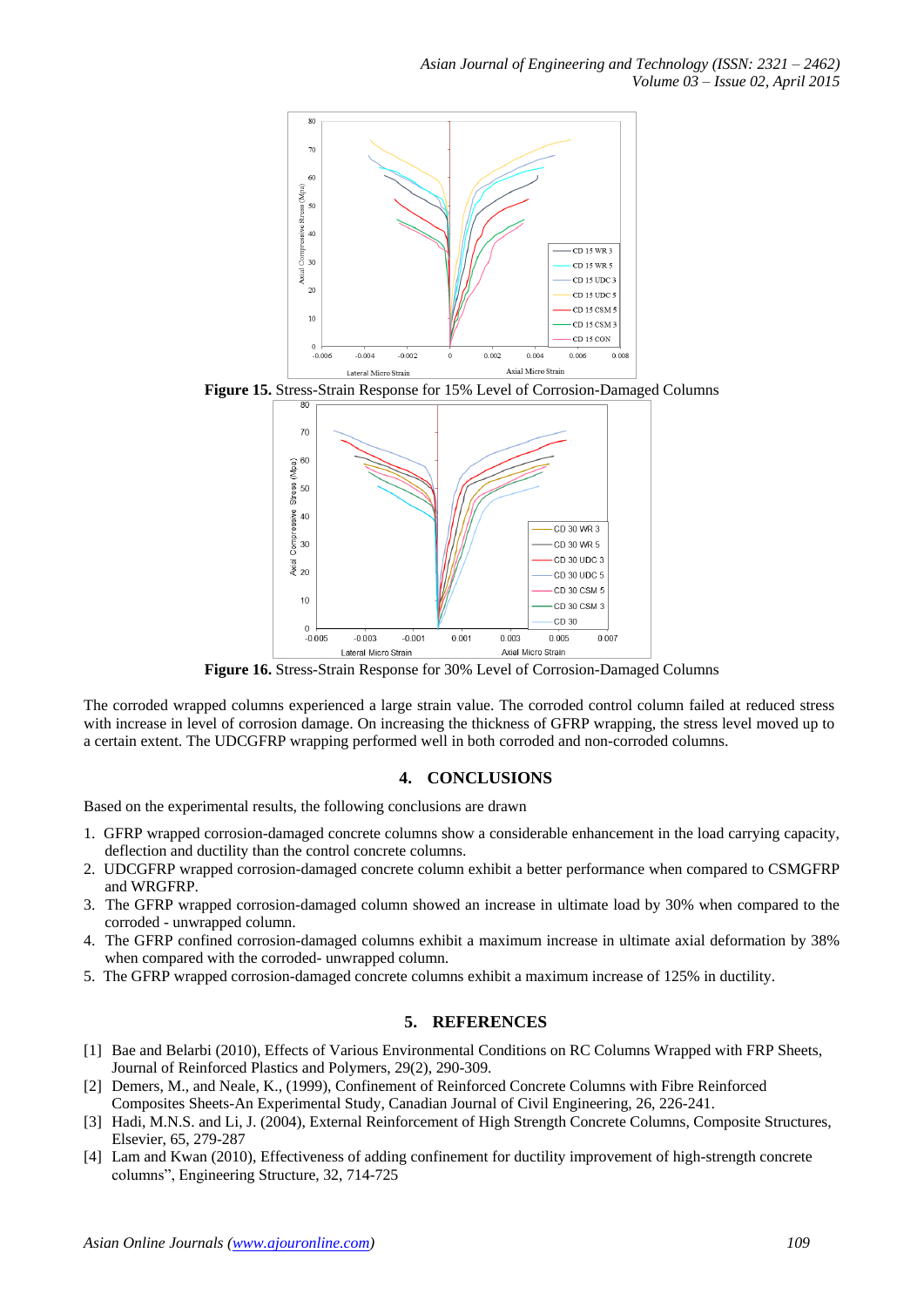Figure 15. Stress-Strain Response for 15% Level of Corrosion-Damaged Columns

Figure 16. Stress-Strain Response for 30% Level of Corrosion-Damaged Columns

The corroded wrapped columns experienced a large strain value. The corroded control column failed at reduced stress with increase in level of corrosion damage. On increasing the thickness of GFRP wrapping, the stress level moved up to a certain extent. The UDCGFRP wrapping performed well in both corroded and non-corroded columns.

## 4. CONCLUSIONS

Based on the experimental results, the following conclusions are drawn

1. GFRP wrapped corrosion-damaged concrete columns show a considerable enhancement in the load carrying capacity, deflection and ductility than the control concrete columns.
2. UDCGFRP wrapped corrosion-damaged concrete column exhibit a better performance when compared to CSMGFRP and WRGFRP.
3. The GFRP wrapped corrosion-damaged column showed an increase in ultimate load by 30% when compared to the corroded - unwrapped column.
4. The GFRP confined corrosion-damaged columns exhibit a maximum increase in ultimate axial deformation by 38% when compared with the corroded- unwrapped column.
5. The GFRP wrapped corrosion-damaged concrete columns exhibit a maximum increase of 125% in ductility.

## 5. REFERENCES

[1] Bae and Belarbi (2010), Effects of Various Environmental Conditions on RC Columns Wrapped with FRP Sheets, Journal of Reinforced Plastics and Polymers, 29(2), 290-309.

[2] Demers, M., and Neale, K., (1999), Confinement of Reinforced Concrete Columns with Fibre Reinforced Composites Sheets-An Experimental Study, Canadian Journal of Civil Engineering, 26, 226-241.

[3] Hadi, M.N.S. and Li, J. (2004), External Reinforcement of High Strength Concrete Columns, Composite Structures, Elsevier, 65, 279-287

[4] Lam and Kwan (2010), Effectiveness of adding confinement for ductility improvement of high-strength concrete columns", Engineering Structure, 32, 714-725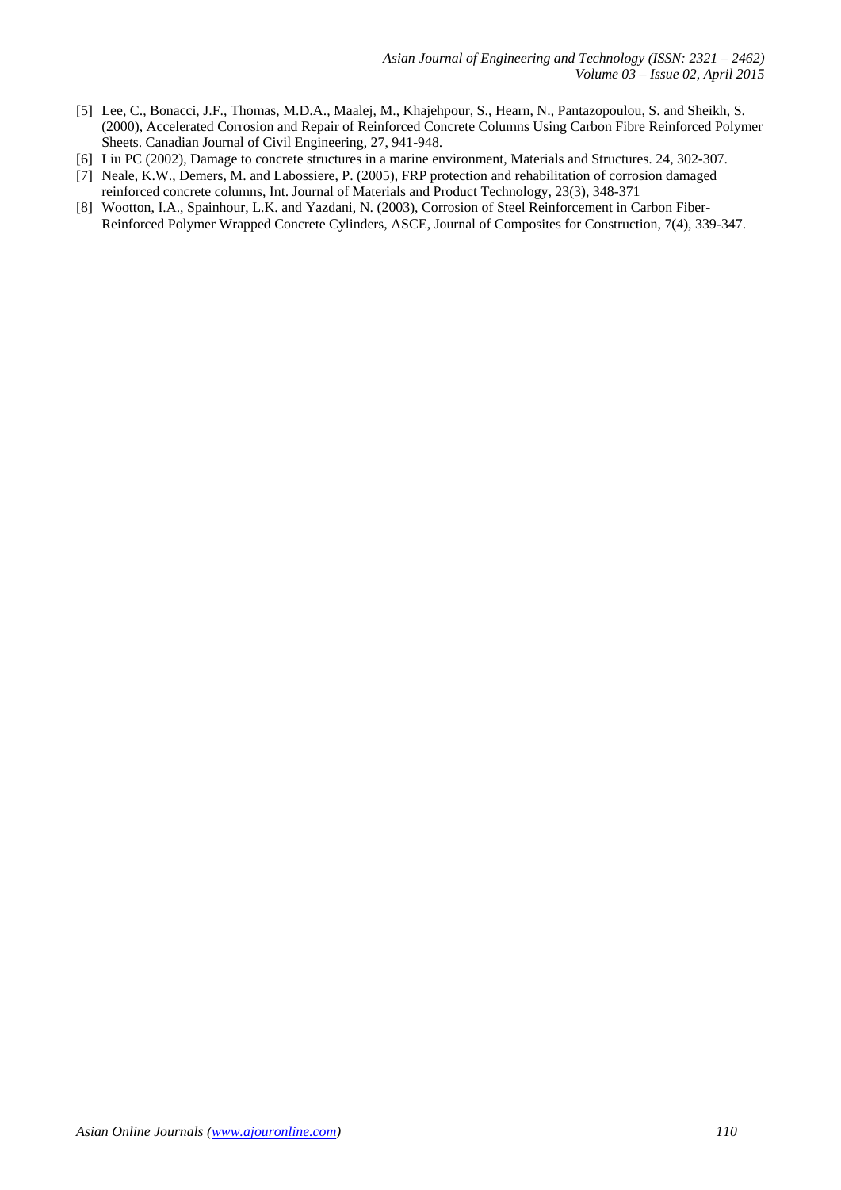[5] Lee, C., Bonacci, J.F., Thomas, M.D.A., Maalej, M., Khajehpour, S., Hearn, N., Pantazopoulou, S. and Sheikh, S. (2000), Accelerated Corrosion and Repair of Reinforced Concrete Columns Using Carbon Fibre Reinforced Polymer Sheets. Canadian Journal of Civil Engineering, 27, 941-948.

[6] Liu PC (2002), Damage to concrete structures in a marine environment, Materials and Structures. 24, 302-307.

[7] Neale, K.W., Demers, M. and Labossiere, P. (2005), FRP protection and rehabilitation of corrosion damaged reinforced concrete columns, Int. Journal of Materials and Product Technology, 23(3), 348-371

[8] Wootton, I.A., Spainhour, L.K. and Yazdani, N. (2003), Corrosion of Steel Reinforcement in Carbon Fiber-Reinforced Polymer Wrapped Concrete Cylinders, ASCE, Journal of Composites for Construction, 7(4), 339-347.